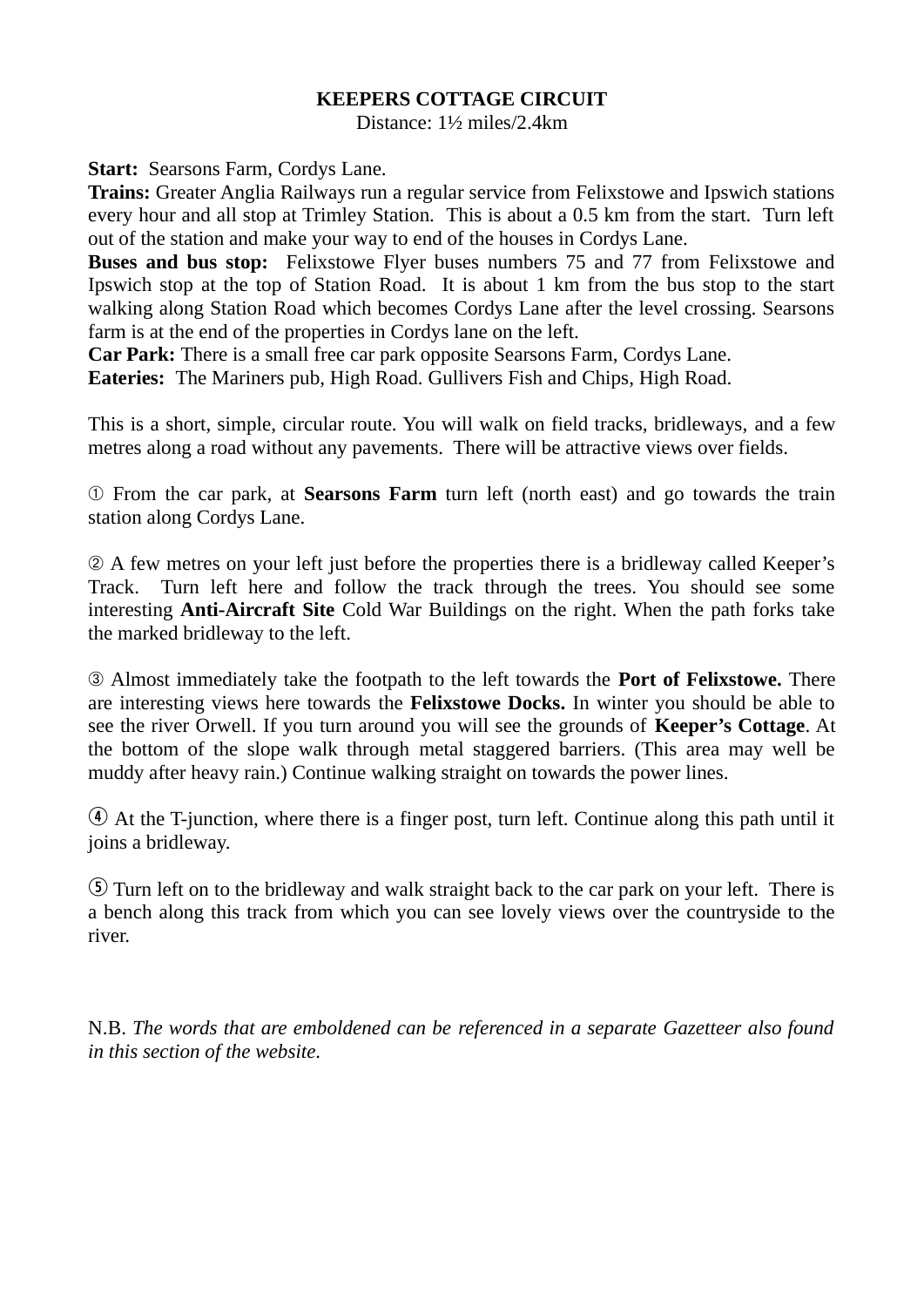# KEEPERS COTTAGE CIRCUIT

Distance: 1½ miles/2.4km

**Start:** Searsons Farm, Cordys Lane.
**Trains:** Greater Anglia Railways run a regular service from Felixstowe and Ipswich stations every hour and all stop at Trimley Station. This is about a 0.5 km from the start. Turn left out of the station and make your way to end of the houses in Cordys Lane.
**Buses and bus stop:** Felixstowe Flyer buses numbers 75 and 77 from Felixstowe and Ipswich stop at the top of Station Road. It is about 1 km from the bus stop to the start walking along Station Road which becomes Cordys Lane after the level crossing. Searsons farm is at the end of the properties in Cordys lane on the left.
**Car Park:** There is a small free car park opposite Searsons Farm, Cordys Lane.
**Eateries:** The Mariners pub, High Road. Gullivers Fish and Chips, High Road.

This is a short, simple, circular route. You will walk on field tracks, bridleways, and a few metres along a road without any pavements. There will be attractive views over fields.

① From the car park, at **Searsons Farm** turn left (north east) and go towards the train station along Cordys Lane.

② A few metres on your left just before the properties there is a bridleway called Keeper's Track. Turn left here and follow the track through the trees. You should see some interesting **Anti-Aircraft Site** Cold War Buildings on the right. When the path forks take the marked bridleway to the left.

③ Almost immediately take the footpath to the left towards the **Port of Felixstowe.** There are interesting views here towards the **Felixstowe Docks.** In winter you should be able to see the river Orwell. If you turn around you will see the grounds of **Keeper's Cottage**. At the bottom of the slope walk through metal staggered barriers. (This area may well be muddy after heavy rain.) Continue walking straight on towards the power lines.

④ At the T-junction, where there is a finger post, turn left. Continue along this path until it joins a bridleway.

⑤ Turn left on to the bridleway and walk straight back to the car park on your left. There is a bench along this track from which you can see lovely views over the countryside to the river.

N.B. *The words that are emboldened can be referenced in a separate Gazetteer also found in this section of the website.*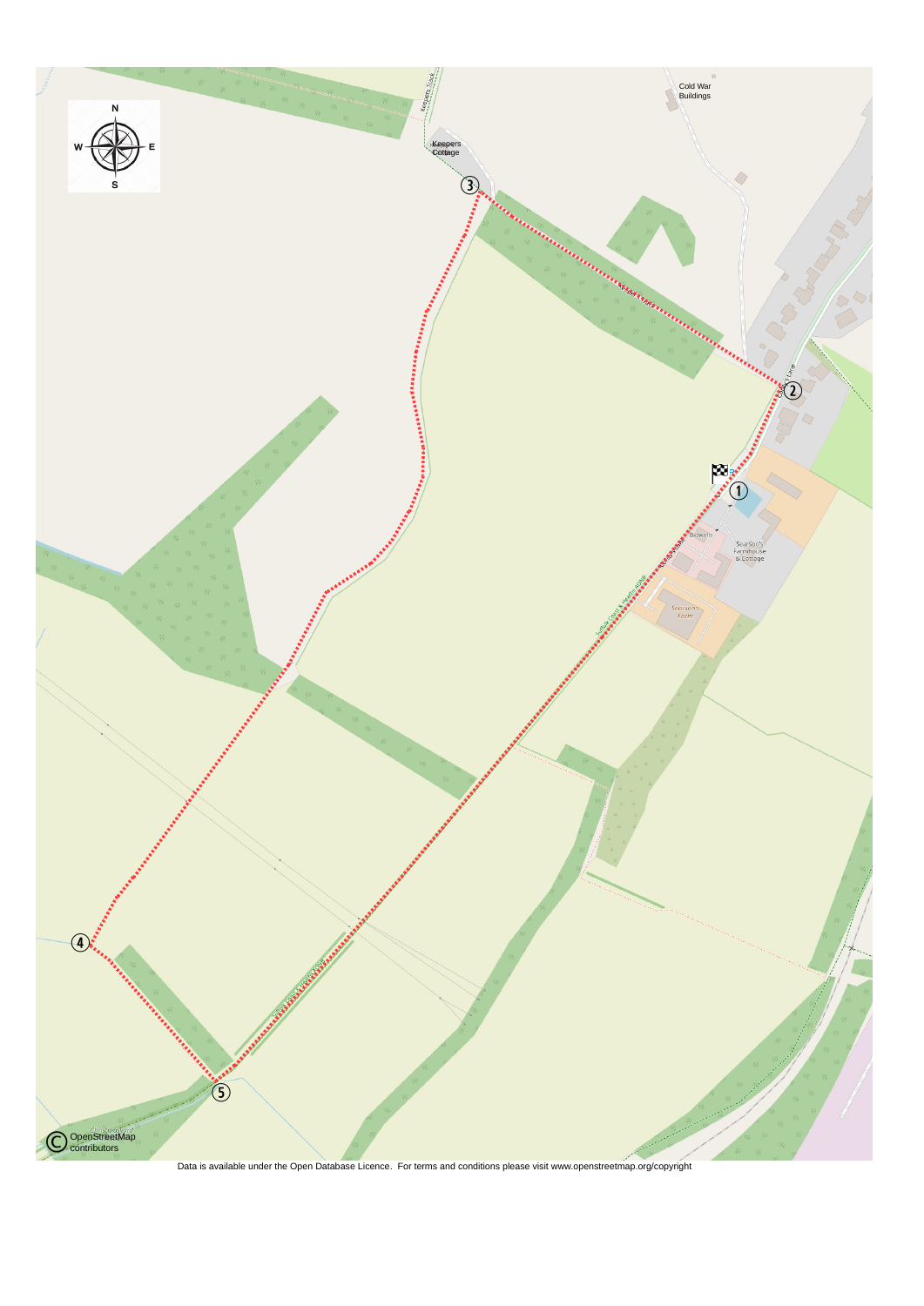N

W

E

S

Keepers Track

Keepers Cottage

Cold War Buildings

Keepers Track

Cock's Lane

Bidwells

Searson's Farmhouse & Cottage

Searson's Farm

Suffolk Coast & Heaths Path

Suffolk Coast & Heaths Path

Old Straight Lane

3

2

1

4

5

© OpenStreetMap contributors

Data is available under the Open Database Licence. For terms and conditions please visit www.openstreetmap.org/copyright